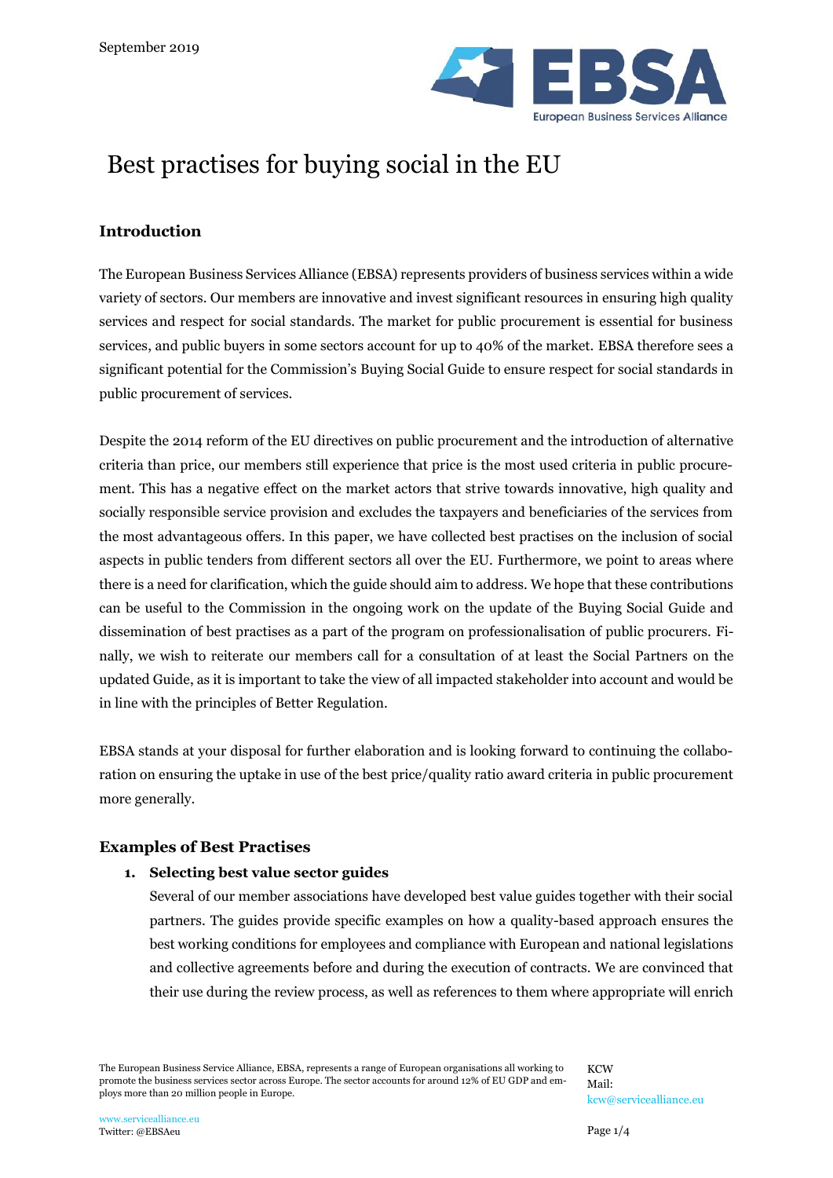September 2019

# Best practises for buying social in the EU

## Introduction

The European Business Services Alliance (EBSA) represents providers of business services within a wide variety of sectors. Our members are innovative and invest significant resources in ensuring high quality services and respect for social standards. The market for public procurement is essential for business services, and public buyers in some sectors account for up to 40% of the market. EBSA therefore sees a significant potential for the Commission's Buying Social Guide to ensure respect for social standards in public procurement of services.

Despite the 2014 reform of the EU directives on public procurement and the introduction of alternative criteria than price, our members still experience that price is the most used criteria in public procurement. This has a negative effect on the market actors that strive towards innovative, high quality and socially responsible service provision and excludes the taxpayers and beneficiaries of the services from the most advantageous offers. In this paper, we have collected best practises on the inclusion of social aspects in public tenders from different sectors all over the EU. Furthermore, we point to areas where there is a need for clarification, which the guide should aim to address. We hope that these contributions can be useful to the Commission in the ongoing work on the update of the Buying Social Guide and dissemination of best practises as a part of the program on professionalisation of public procurers. Finally, we wish to reiterate our members call for a consultation of at least the Social Partners on the updated Guide, as it is important to take the view of all impacted stakeholder into account and would be in line with the principles of Better Regulation.

EBSA stands at your disposal for further elaboration and is looking forward to continuing the collaboration on ensuring the uptake in use of the best price/quality ratio award criteria in public procurement more generally.

## Examples of Best Practises

1. **Selecting best value sector guides**

   Several of our member associations have developed best value guides together with their social partners. The guides provide specific examples on how a quality-based approach ensures the best working conditions for employees and compliance with European and national legislations and collective agreements before and during the execution of contracts. We are convinced that their use during the review process, as well as references to them where appropriate will enrich

The European Business Service Alliance, EBSA, represents a range of European organisations all working to promote the business services sector across Europe. The sector accounts for around 12% of EU GDP and employs more than 20 million people in Europe.

KCW
Mail: kcw@servicealliance.eu

www.servicealliance.eu
Twitter: @EBSAeu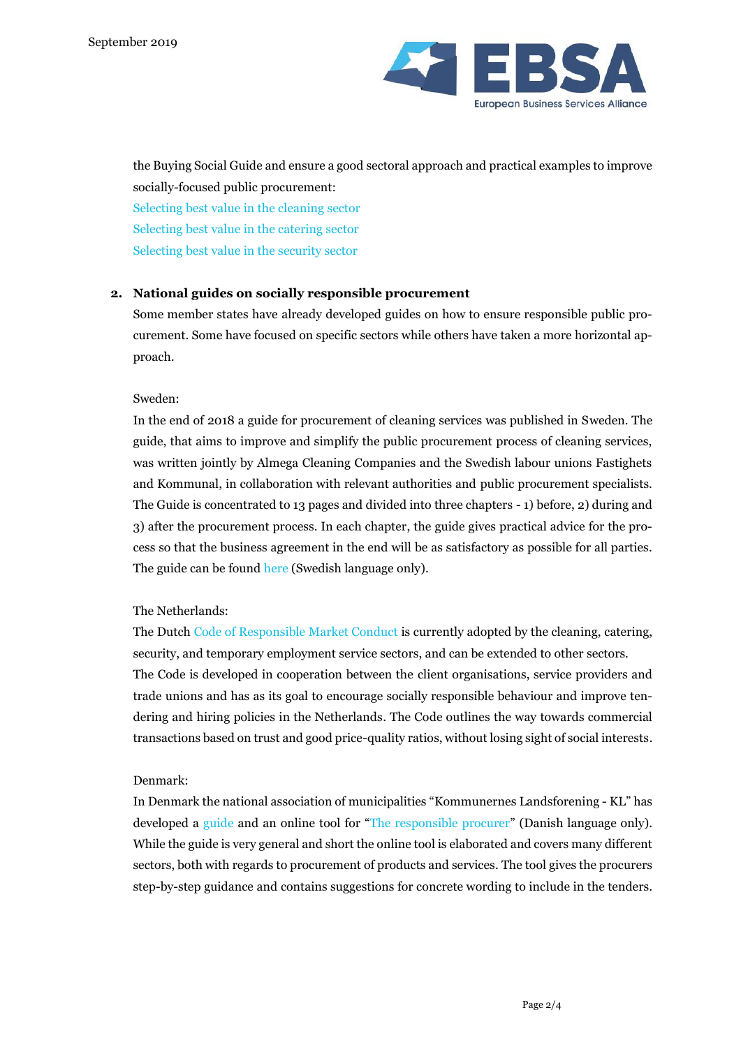the Buying Social Guide and ensure a good sectoral approach and practical examples to improve socially-focused public procurement:

Selecting best value in the cleaning sector
Selecting best value in the catering sector
Selecting best value in the security sector

**2. National guides on socially responsible procurement**

Some member states have already developed guides on how to ensure responsible public procurement. Some have focused on specific sectors while others have taken a more horizontal approach.

Sweden:

In the end of 2018 a guide for procurement of cleaning services was published in Sweden. The guide, that aims to improve and simplify the public procurement process of cleaning services, was written jointly by Almega Cleaning Companies and the Swedish labour unions Fastighets and Kommunal, in collaboration with relevant authorities and public procurement specialists. The Guide is concentrated to 13 pages and divided into three chapters - 1) before, 2) during and 3) after the procurement process. In each chapter, the guide gives practical advice for the process so that the business agreement in the end will be as satisfactory as possible for all parties. The guide can be found here (Swedish language only).

The Netherlands:

The Dutch Code of Responsible Market Conduct is currently adopted by the cleaning, catering, security, and temporary employment service sectors, and can be extended to other sectors.
The Code is developed in cooperation between the client organisations, service providers and trade unions and has as its goal to encourage socially responsible behaviour and improve tendering and hiring policies in the Netherlands. The Code outlines the way towards commercial transactions based on trust and good price-quality ratios, without losing sight of social interests.

Denmark:

In Denmark the national association of municipalities "Kommunernes Landsforening - KL" has developed a guide and an online tool for "The responsible procurer" (Danish language only). While the guide is very general and short the online tool is elaborated and covers many different sectors, both with regards to procurement of products and services. The tool gives the procurers step-by-step guidance and contains suggestions for concrete wording to include in the tenders.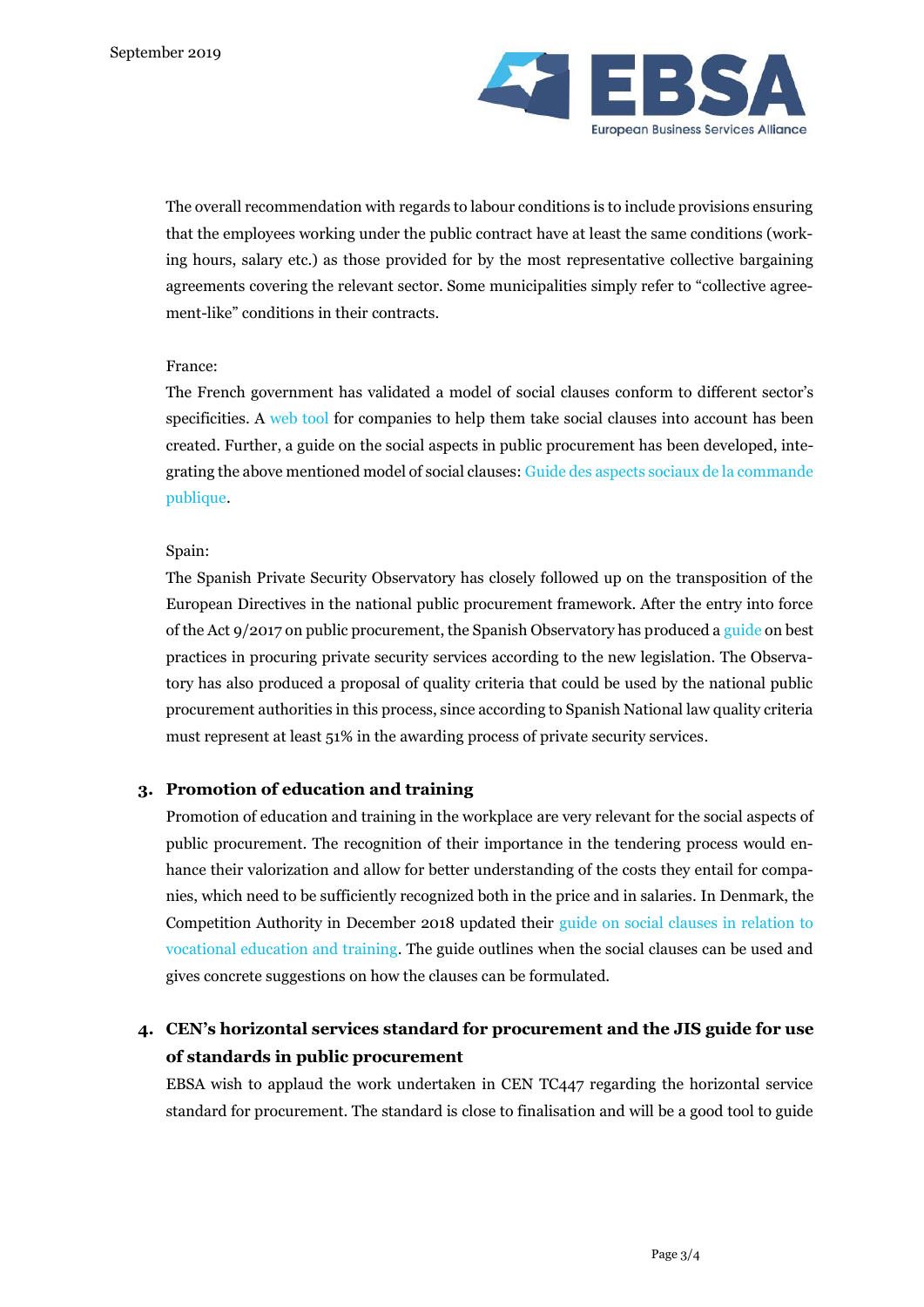The overall recommendation with regards to labour conditions is to include provisions ensuring that the employees working under the public contract have at least the same conditions (working hours, salary etc.) as those provided for by the most representative collective bargaining agreements covering the relevant sector. Some municipalities simply refer to "collective agreement-like" conditions in their contracts.

France:

The French government has validated a model of social clauses conform to different sector's specificities. A web tool for companies to help them take social clauses into account has been created. Further, a guide on the social aspects in public procurement has been developed, integrating the above mentioned model of social clauses: Guide des aspects sociaux de la commande publique.

Spain:

The Spanish Private Security Observatory has closely followed up on the transposition of the European Directives in the national public procurement framework. After the entry into force of the Act 9/2017 on public procurement, the Spanish Observatory has produced a guide on best practices in procuring private security services according to the new legislation. The Observatory has also produced a proposal of quality criteria that could be used by the national public procurement authorities in this process, since according to Spanish National law quality criteria must represent at least 51% in the awarding process of private security services.

### 3. Promotion of education and training

Promotion of education and training in the workplace are very relevant for the social aspects of public procurement. The recognition of their importance in the tendering process would enhance their valorization and allow for better understanding of the costs they entail for companies, which need to be sufficiently recognized both in the price and in salaries. In Denmark, the Competition Authority in December 2018 updated their guide on social clauses in relation to vocational education and training. The guide outlines when the social clauses can be used and gives concrete suggestions on how the clauses can be formulated.

### 4. CEN's horizontal services standard for procurement and the JIS guide for use of standards in public procurement

EBSA wish to applaud the work undertaken in CEN TC447 regarding the horizontal service standard for procurement. The standard is close to finalisation and will be a good tool to guide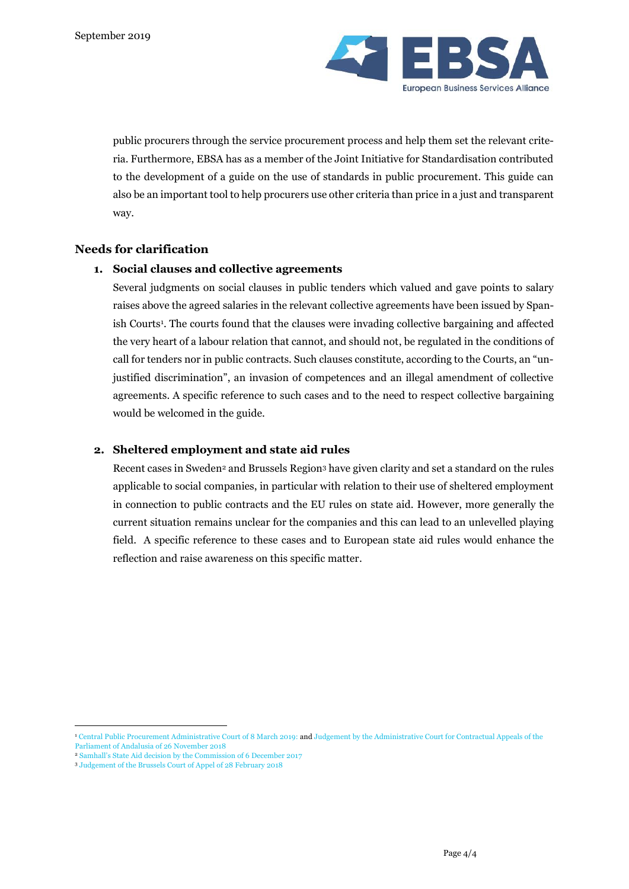public procurers through the service procurement process and help them set the relevant criteria. Furthermore, EBSA has as a member of the Joint Initiative for Standardisation contributed to the development of a guide on the use of standards in public procurement. This guide can also be an important tool to help procurers use other criteria than price in a just and transparent way.

## Needs for clarification

### 1. Social clauses and collective agreements

Several judgments on social clauses in public tenders which valued and gave points to salary raises above the agreed salaries in the relevant collective agreements have been issued by Spanish Courts[1]. The courts found that the clauses were invading collective bargaining and affected the very heart of a labour relation that cannot, and should not, be regulated in the conditions of call for tenders nor in public contracts. Such clauses constitute, according to the Courts, an "unjustified discrimination", an invasion of competences and an illegal amendment of collective agreements. A specific reference to such cases and to the need to respect collective bargaining would be welcomed in the guide.

### 2. Sheltered employment and state aid rules

Recent cases in Sweden[2] and Brussels Region[3] have given clarity and set a standard on the rules applicable to social companies, in particular with relation to their use of sheltered employment in connection to public contracts and the EU rules on state aid. However, more generally the current situation remains unclear for the companies and this can lead to an unlevelled playing field. A specific reference to these cases and to European state aid rules would enhance the reflection and raise awareness on this specific matter.

---

[1] Central Public Procurement Administrative Court of 8 March 2019; and Judgement by the Administrative Court for Contractual Appeals of the Parliament of Andalusia of 26 November 2018

[2] Samhall's State Aid decision by the Commission of 6 December 2017

[3] Judgement of the Brussels Court of Appel of 28 February 2018